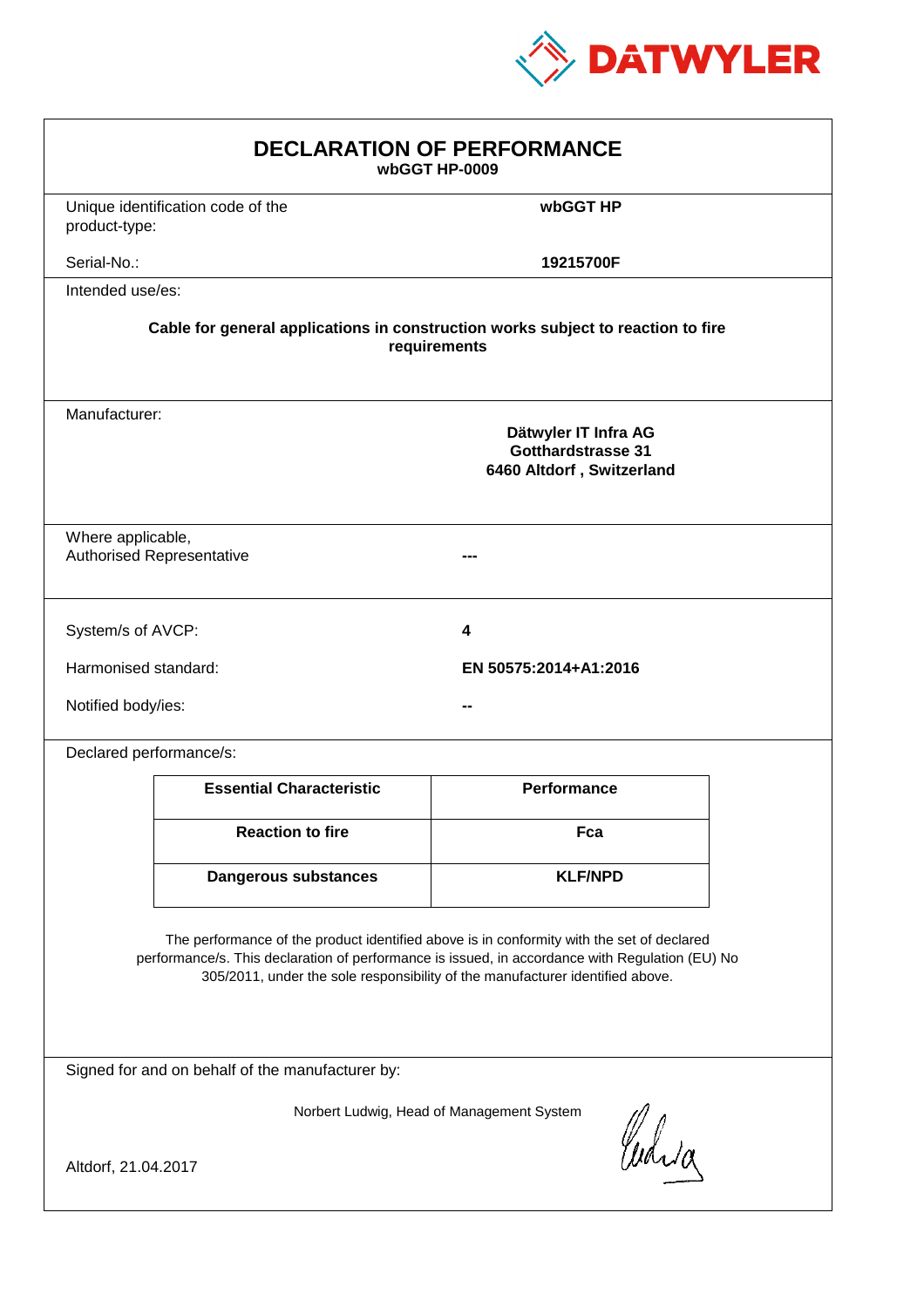DATWYLER

# DECLARATION OF PERFORMANCE

**wbGGT HP-0009**

| | |
|---|---|
| Unique identification code of the product-type: | **wbGGT HP** |
| Serial-No.: | **19215700F** |

Intended use/es:

**Cable for general applications in construction works subject to reaction to fire requirements**

Manufacturer:

**Dätwyler IT Infra AG**
**Gotthardstrasse 31**
**6460 Altdorf , Switzerland**

| | |
|---|---|
| Where applicable, Authorised Representative | **---** |

| | |
|---|---|
| System/s of AVCP: | **4** |
| Harmonised standard: | **EN 50575:2014+A1:2016** |
| Notified body/ies: | **--** |

Declared performance/s:

| Essential Characteristic | Performance |
|---|---|
| **Reaction to fire** | **Fca** |
| **Dangerous substances** | **KLF/NPD** |

The performance of the product identified above is in conformity with the set of declared performance/s. This declaration of performance is issued, in accordance with Regulation (EU) No 305/2011, under the sole responsibility of the manufacturer identified above.

Signed for and on behalf of the manufacturer by:

Norbert Ludwig, Head of Management System

Altdorf, 21.04.2017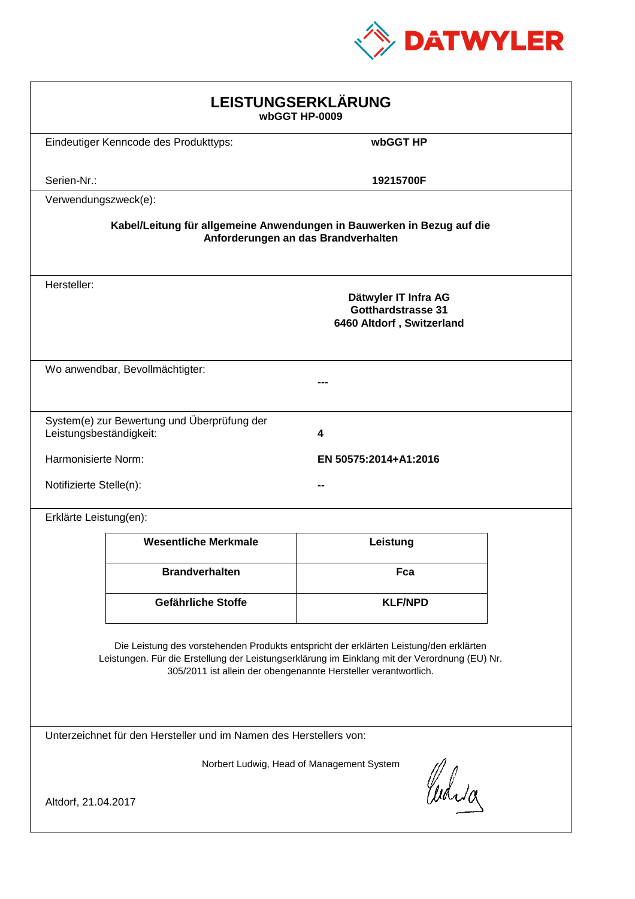DATWYLER

# LEISTUNGSERKLÄRUNG

**wbGGT HP-0009**

Eindeutiger Kenncode des Produkttyps: **wbGGT HP**

Serien-Nr.: **19215700F**

Verwendungszweck(e):

**Kabel/Leitung für allgemeine Anwendungen in Bauwerken in Bezug auf die Anforderungen an das Brandverhalten**

Hersteller:

**Dätwyler IT Infra AG**
**Gotthardstrasse 31**
**6460 Altdorf , Switzerland**

Wo anwendbar, Bevollmächtigter: **---**

System(e) zur Bewertung und Überprüfung der Leistungsbeständigkeit: **4**

Harmonisierte Norm: **EN 50575:2014+A1:2016**

Notifizierte Stelle(n): **--**

Erklärte Leistung(en):

| Wesentliche Merkmale | Leistung |
|---|---|
| **Brandverhalten** | **Fca** |
| **Gefährliche Stoffe** | **KLF/NPD** |

Die Leistung des vorstehenden Produkts entspricht der erklärten Leistung/den erklärten Leistungen. Für die Erstellung der Leistungserklärung im Einklang mit der Verordnung (EU) Nr. 305/2011 ist allein der obengenannte Hersteller verantwortlich.

Unterzeichnet für den Hersteller und im Namen des Herstellers von:

Norbert Ludwig, Head of Management System

Altdorf, 21.04.2017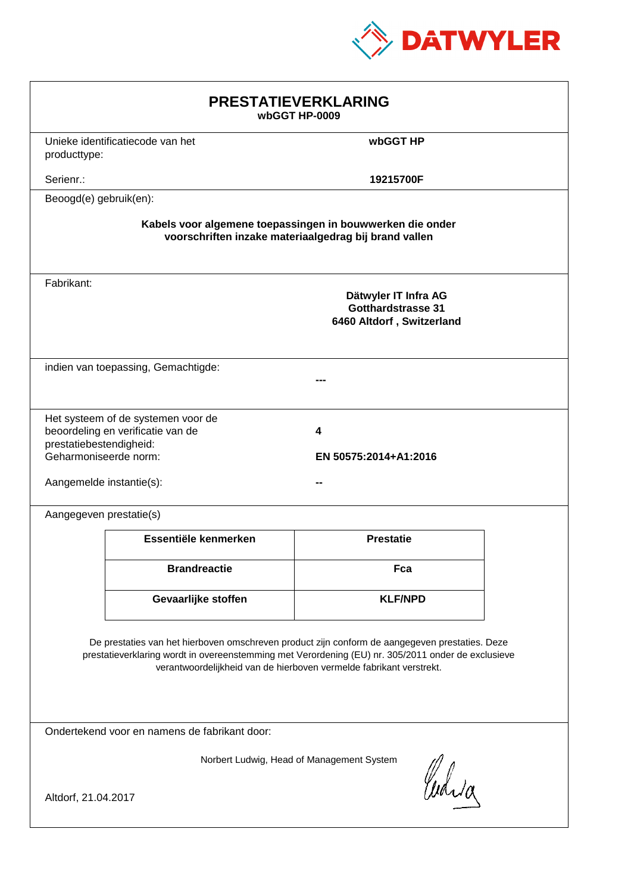DATWYLER

# PRESTATIEVERKLARING

**wbGGT HP-0009**

| | |
|---|---|
| Unieke identificatiecode van het producttype: | **wbGGT HP** |
| Serienr.: | **19215700F** |

Beoogd(e) gebruik(en):

**Kabels voor algemene toepassingen in bouwwerken die onder voorschriften inzake materiaalgedrag bij brand vallen**

Fabrikant:

**Dätwyler IT Infra AG**
**Gotthardstrasse 31**
**6460 Altdorf , Switzerland**

indien van toepassing, Gemachtigde:

**---**

| | |
|---|---|
| Het systeem of de systemen voor de beoordeling en verificatie van de prestatiebestendigheid: | **4** |
| Geharmoniseerde norm: | **EN 50575:2014+A1:2016** |
| Aangemelde instantie(s): | **--** |

Aangegeven prestatie(s)

| Essentiële kenmerken | Prestatie |
|---|---|
| **Brandreactie** | **Fca** |
| **Gevaarlijke stoffen** | **KLF/NPD** |

De prestaties van het hierboven omschreven product zijn conform de aangegeven prestaties. Deze prestatieverklaring wordt in overeenstemming met Verordening (EU) nr. 305/2011 onder de exclusieve verantwoordelijkheid van de hierboven vermelde fabrikant verstrekt.

Ondertekend voor en namens de fabrikant door:

Norbert Ludwig, Head of Management System

Altdorf, 21.04.2017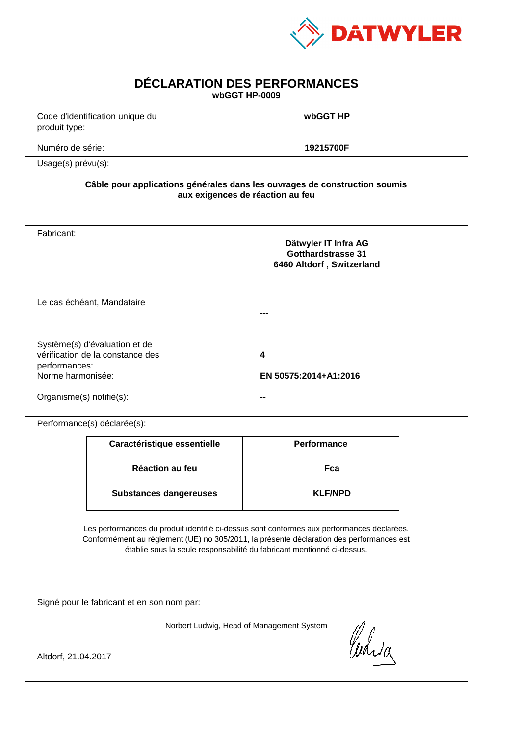DATWYLER

# DÉCLARATION DES PERFORMANCES

**wbGGT HP-0009**

Code d'identification unique du produit type: **wbGGT HP**

Numéro de série: **19215700F**

Usage(s) prévu(s):

**Câble pour applications générales dans les ouvrages de construction soumis aux exigences de réaction au feu**

Fabricant:

**Dätwyler IT Infra AG**
**Gotthardstrasse 31**
**6460 Altdorf , Switzerland**

Le cas échéant, Mandataire

**---**

Système(s) d'évaluation et de vérification de la constance des performances: **4**

Norme harmonisée: **EN 50575:2014+A1:2016**

Organisme(s) notifié(s): **--**

Performance(s) déclarée(s):

| Caractéristique essentielle | Performance |
| --- | --- |
| **Réaction au feu** | **Fca** |
| **Substances dangereuses** | **KLF/NPD** |

Les performances du produit identifié ci-dessus sont conformes aux performances déclarées. Conformément au règlement (UE) no 305/2011, la présente déclaration des performances est établie sous la seule responsabilité du fabricant mentionné ci-dessus.

Signé pour le fabricant et en son nom par:

Norbert Ludwig, Head of Management System

Altdorf, 21.04.2017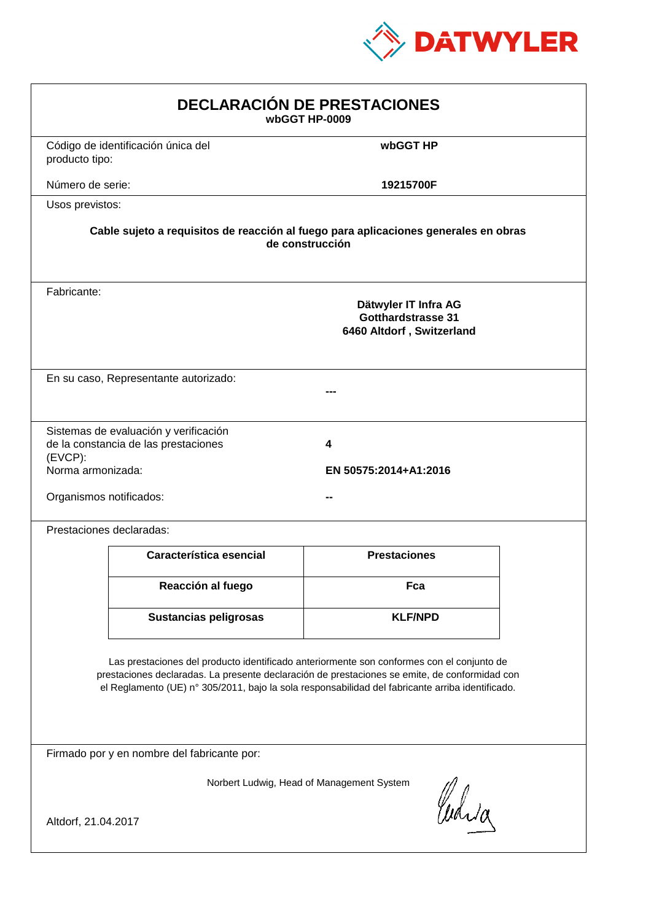# DECLARACIÓN DE PRESTACIONES

**wbGGT HP-0009**

Código de identificación única del producto tipo: **wbGGT HP**

Número de serie: **19215700F**

Usos previstos:

**Cable sujeto a requisitos de reacción al fuego para aplicaciones generales en obras de construcción**

Fabricante:

**Dätwyler IT Infra AG**
**Gotthardstrasse 31**
**6460 Altdorf , Switzerland**

En su caso, Representante autorizado: **---**

Sistemas de evaluación y verificación de la constancia de las prestaciones (EVCP): **4**

Norma armonizada: **EN 50575:2014+A1:2016**

Organismos notificados: **--**

Prestaciones declaradas:

| Característica esencial | Prestaciones |
| --- | --- |
| **Reacción al fuego** | **Fca** |
| **Sustancias peligrosas** | **KLF/NPD** |

Las prestaciones del producto identificado anteriormente son conformes con el conjunto de prestaciones declaradas. La presente declaración de prestaciones se emite, de conformidad con el Reglamento (UE) n° 305/2011, bajo la sola responsabilidad del fabricante arriba identificado.

Firmado por y en nombre del fabricante por:

Norbert Ludwig, Head of Management System

Altdorf, 21.04.2017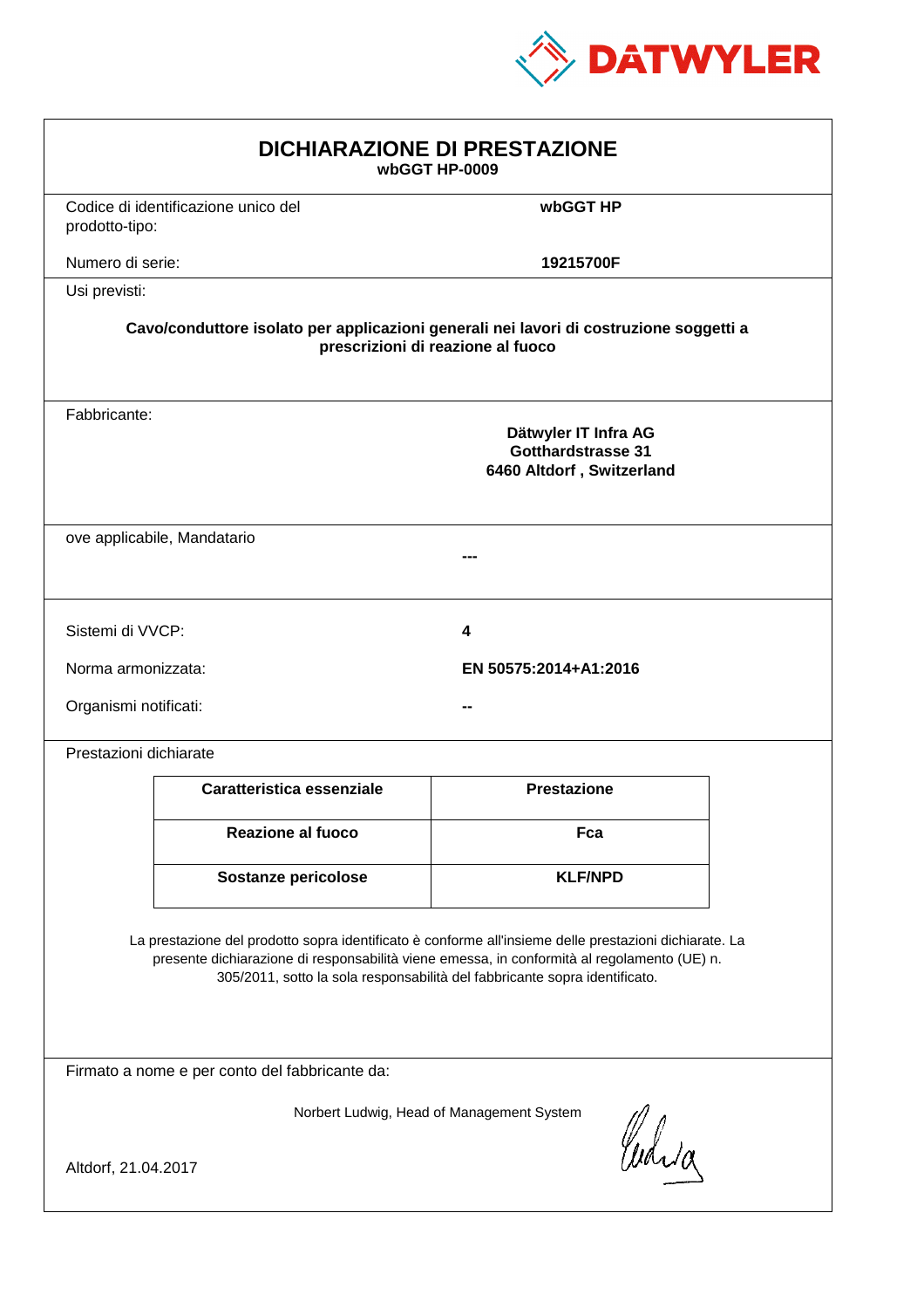DATWYLER

# DICHIARAZIONE DI PRESTAZIONE

**wbGGT HP-0009**

Codice di identificazione unico del prodotto-tipo: **wbGGT HP**

Numero di serie: **19215700F**

Usi previsti:

**Cavo/conduttore isolato per applicazioni generali nei lavori di costruzione soggetti a prescrizioni di reazione al fuoco**

Fabbricante:

**Dätwyler IT Infra AG**
**Gotthardstrasse 31**
**6460 Altdorf , Switzerland**

ove applicabile, Mandatario

**---**

Sistemi di VVCP: **4**

Norma armonizzata: **EN 50575:2014+A1:2016**

Organismi notificati: **--**

Prestazioni dichiarate

| Caratteristica essenziale | Prestazione |
|---|---|
| **Reazione al fuoco** | **Fca** |
| **Sostanze pericolose** | **KLF/NPD** |

La prestazione del prodotto sopra identificato è conforme all'insieme delle prestazioni dichiarate. La presente dichiarazione di responsabilità viene emessa, in conformità al regolamento (UE) n. 305/2011, sotto la sola responsabilità del fabbricante sopra identificato.

Firmato a nome e per conto del fabbricante da:

Norbert Ludwig, Head of Management System

Altdorf, 21.04.2017